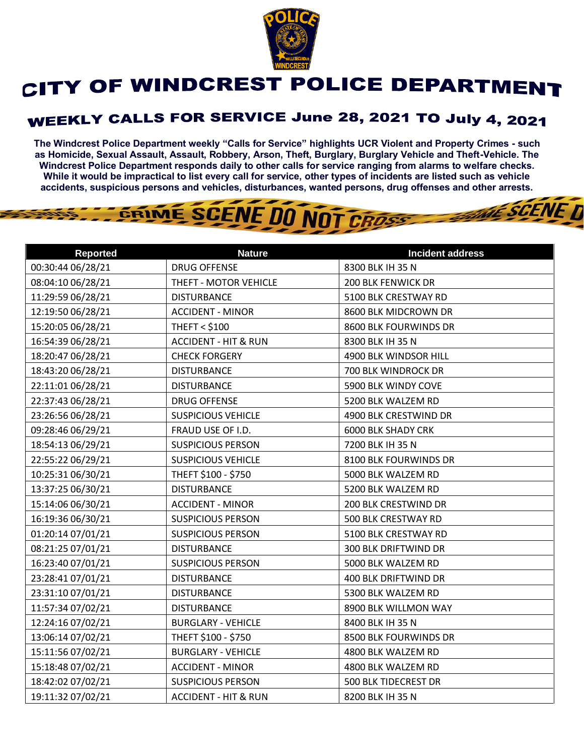# CITY OF WINDCREST POLICE DEPARTMENT

## WEEKLY CALLS FOR SERVICE June 28, 2021 TO July 4, 2021

**The Windcrest Police Department weekly "Calls for Service" highlights UCR Violent and Property Crimes - such as Homicide, Sexual Assault, Assault, Robbery, Arson, Theft, Burglary, Burglary Vehicle and Theft-Vehicle. The Windcrest Police Department responds daily to other calls for service ranging from alarms to welfare checks. While it would be impractical to list every call for service, other types of incidents are listed such as vehicle accidents, suspicious persons and vehicles, disturbances, wanted persons, drug offenses and other arrests.**

| Reported | Nature | Incident address |
|---|---|---|
| 00:30:44 06/28/21 | DRUG OFFENSE | 8300 BLK IH 35 N |
| 08:04:10 06/28/21 | THEFT - MOTOR VEHICLE | 200 BLK FENWICK DR |
| 11:29:59 06/28/21 | DISTURBANCE | 5100 BLK CRESTWAY RD |
| 12:19:50 06/28/21 | ACCIDENT - MINOR | 8600 BLK MIDCROWN DR |
| 15:20:05 06/28/21 | THEFT < $100 | 8600 BLK FOURWINDS DR |
| 16:54:39 06/28/21 | ACCIDENT - HIT & RUN | 8300 BLK IH 35 N |
| 18:20:47 06/28/21 | CHECK FORGERY | 4900 BLK WINDSOR HILL |
| 18:43:20 06/28/21 | DISTURBANCE | 700 BLK WINDROCK DR |
| 22:11:01 06/28/21 | DISTURBANCE | 5900 BLK WINDY COVE |
| 22:37:43 06/28/21 | DRUG OFFENSE | 5200 BLK WALZEM RD |
| 23:26:56 06/28/21 | SUSPICIOUS VEHICLE | 4900 BLK CRESTWIND DR |
| 09:28:46 06/29/21 | FRAUD USE OF I.D. | 6000 BLK SHADY CRK |
| 18:54:13 06/29/21 | SUSPICIOUS PERSON | 7200 BLK IH 35 N |
| 22:55:22 06/29/21 | SUSPICIOUS VEHICLE | 8100 BLK FOURWINDS DR |
| 10:25:31 06/30/21 | THEFT $100 - $750 | 5000 BLK WALZEM RD |
| 13:37:25 06/30/21 | DISTURBANCE | 5200 BLK WALZEM RD |
| 15:14:06 06/30/21 | ACCIDENT - MINOR | 200 BLK CRESTWIND DR |
| 16:19:36 06/30/21 | SUSPICIOUS PERSON | 500 BLK CRESTWAY RD |
| 01:20:14 07/01/21 | SUSPICIOUS PERSON | 5100 BLK CRESTWAY RD |
| 08:21:25 07/01/21 | DISTURBANCE | 300 BLK DRIFTWIND DR |
| 16:23:40 07/01/21 | SUSPICIOUS PERSON | 5000 BLK WALZEM RD |
| 23:28:41 07/01/21 | DISTURBANCE | 400 BLK DRIFTWIND DR |
| 23:31:10 07/01/21 | DISTURBANCE | 5300 BLK WALZEM RD |
| 11:57:34 07/02/21 | DISTURBANCE | 8900 BLK WILLMON WAY |
| 12:24:16 07/02/21 | BURGLARY - VEHICLE | 8400 BLK IH 35 N |
| 13:06:14 07/02/21 | THEFT $100 - $750 | 8500 BLK FOURWINDS DR |
| 15:11:56 07/02/21 | BURGLARY - VEHICLE | 4800 BLK WALZEM RD |
| 15:18:48 07/02/21 | ACCIDENT - MINOR | 4800 BLK WALZEM RD |
| 18:42:02 07/02/21 | SUSPICIOUS PERSON | 500 BLK TIDECREST DR |
| 19:11:32 07/02/21 | ACCIDENT - HIT & RUN | 8200 BLK IH 35 N |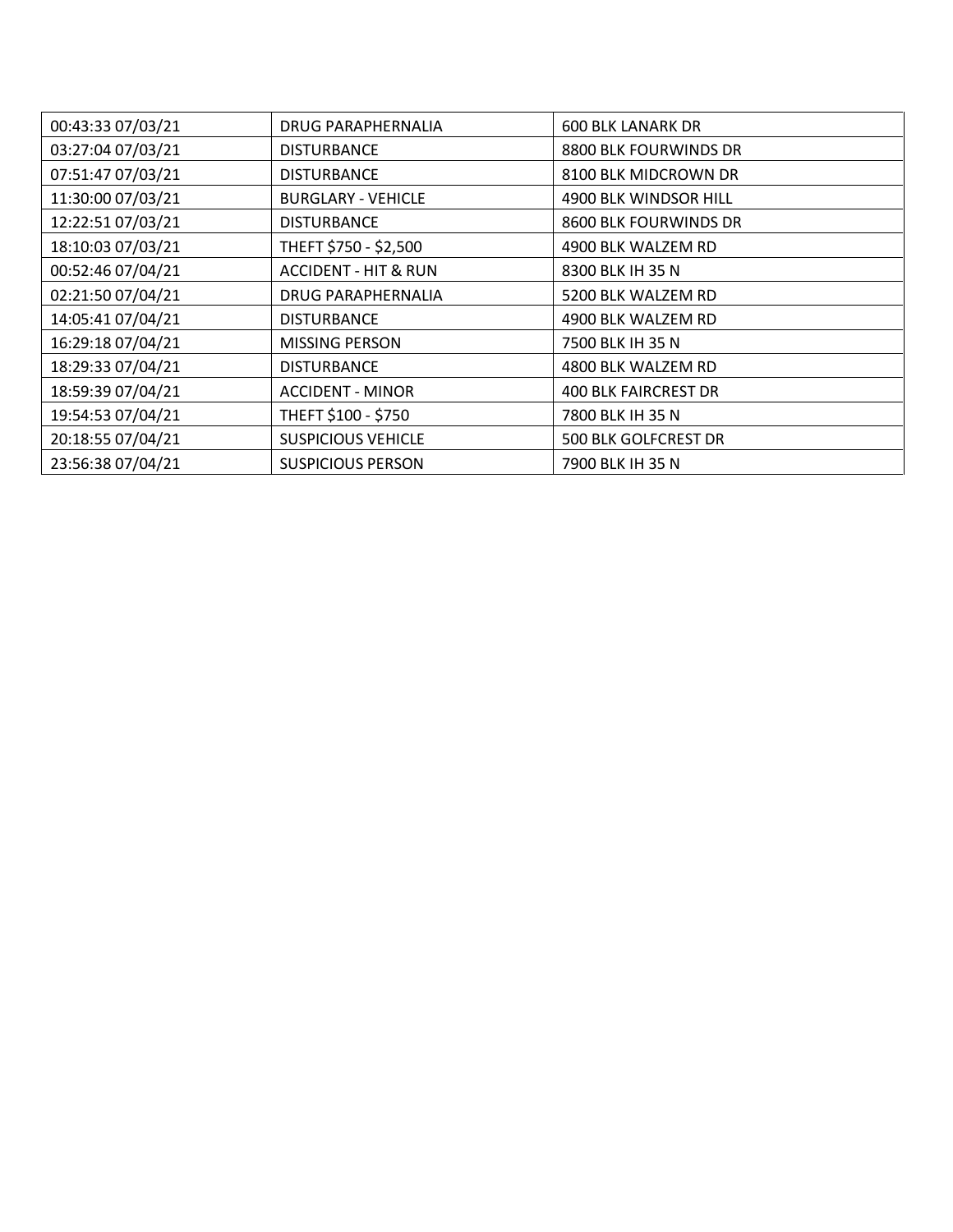| | | |
|---|---|---|
| 00:43:33 07/03/21 | DRUG PARAPHERNALIA | 600 BLK LANARK DR |
| 03:27:04 07/03/21 | DISTURBANCE | 8800 BLK FOURWINDS DR |
| 07:51:47 07/03/21 | DISTURBANCE | 8100 BLK MIDCROWN DR |
| 11:30:00 07/03/21 | BURGLARY - VEHICLE | 4900 BLK WINDSOR HILL |
| 12:22:51 07/03/21 | DISTURBANCE | 8600 BLK FOURWINDS DR |
| 18:10:03 07/03/21 | THEFT $750 - $2,500 | 4900 BLK WALZEM RD |
| 00:52:46 07/04/21 | ACCIDENT - HIT & RUN | 8300 BLK IH 35 N |
| 02:21:50 07/04/21 | DRUG PARAPHERNALIA | 5200 BLK WALZEM RD |
| 14:05:41 07/04/21 | DISTURBANCE | 4900 BLK WALZEM RD |
| 16:29:18 07/04/21 | MISSING PERSON | 7500 BLK IH 35 N |
| 18:29:33 07/04/21 | DISTURBANCE | 4800 BLK WALZEM RD |
| 18:59:39 07/04/21 | ACCIDENT - MINOR | 400 BLK FAIRCREST DR |
| 19:54:53 07/04/21 | THEFT $100 - $750 | 7800 BLK IH 35 N |
| 20:18:55 07/04/21 | SUSPICIOUS VEHICLE | 500 BLK GOLFCREST DR |
| 23:56:38 07/04/21 | SUSPICIOUS PERSON | 7900 BLK IH 35 N |